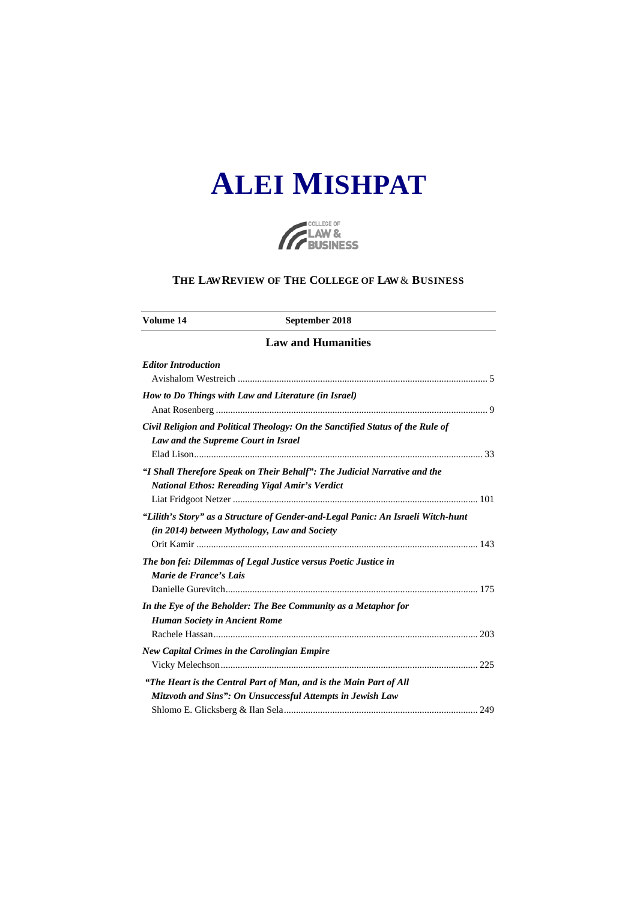# ALEI MISHPAT

COLLEGE OF LAW & BUSINESS

## THE LAW REVIEW OF THE COLLEGE OF LAW & BUSINESS

**Volume 14** **September 2018**

## Law and Humanities

***Editor Introduction***
Avishalom Westreich ... 5

***How to Do Things with Law and Literature (in Israel)***
Anat Rosenberg ... 9

***Civil Religion and Political Theology: On the Sanctified Status of the Rule of Law and the Supreme Court in Israel***
Elad Lison ... 33

***"I Shall Therefore Speak on Their Behalf": The Judicial Narrative and the National Ethos: Rereading Yigal Amir's Verdict***
Liat Fridgoot Netzer ... 101

***"Lilith's Story" as a Structure of Gender-and-Legal Panic: An Israeli Witch-hunt (in 2014) between Mythology, Law and Society***
Orit Kamir ... 143

***The bon fei: Dilemmas of Legal Justice versus Poetic Justice in Marie de France's Lais***
Danielle Gurevitch ... 175

***In the Eye of the Beholder: The Bee Community as a Metaphor for Human Society in Ancient Rome***
Rachele Hassan ... 203

***New Capital Crimes in the Carolingian Empire***
Vicky Melechson ... 225

***"The Heart is the Central Part of Man, and is the Main Part of All Mitzvoth and Sins": On Unsuccessful Attempts in Jewish Law***
Shlomo E. Glicksberg & Ilan Sela ... 249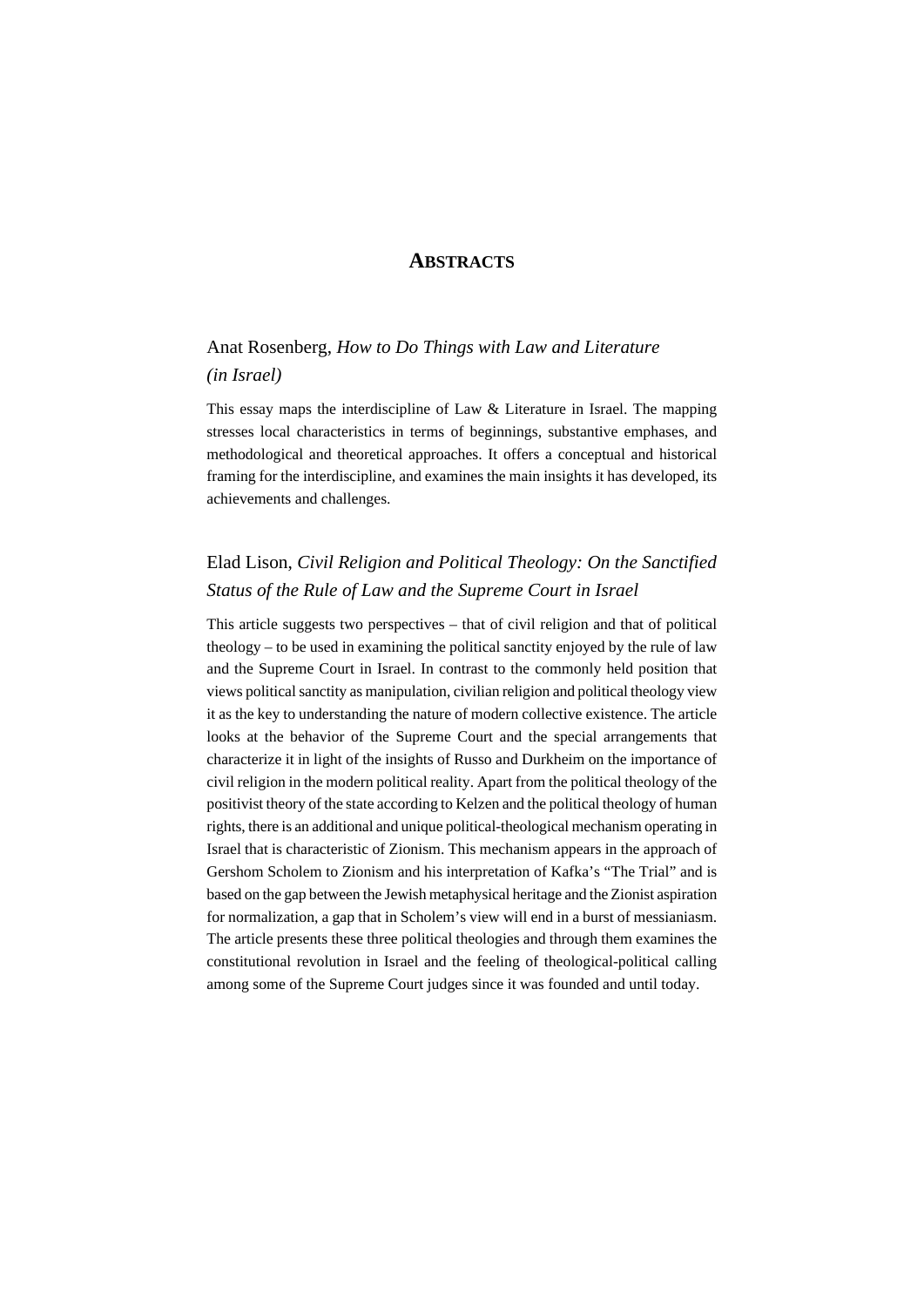# ABSTRACTS

## Anat Rosenberg, *How to Do Things with Law and Literature (in Israel)*

This essay maps the interdiscipline of Law & Literature in Israel. The mapping stresses local characteristics in terms of beginnings, substantive emphases, and methodological and theoretical approaches. It offers a conceptual and historical framing for the interdiscipline, and examines the main insights it has developed, its achievements and challenges.

## Elad Lison, *Civil Religion and Political Theology: On the Sanctified Status of the Rule of Law and the Supreme Court in Israel*

This article suggests two perspectives – that of civil religion and that of political theology – to be used in examining the political sanctity enjoyed by the rule of law and the Supreme Court in Israel. In contrast to the commonly held position that views political sanctity as manipulation, civilian religion and political theology view it as the key to understanding the nature of modern collective existence. The article looks at the behavior of the Supreme Court and the special arrangements that characterize it in light of the insights of Russo and Durkheim on the importance of civil religion in the modern political reality. Apart from the political theology of the positivist theory of the state according to Kelzen and the political theology of human rights, there is an additional and unique political-theological mechanism operating in Israel that is characteristic of Zionism. This mechanism appears in the approach of Gershom Scholem to Zionism and his interpretation of Kafka's "The Trial" and is based on the gap between the Jewish metaphysical heritage and the Zionist aspiration for normalization, a gap that in Scholem's view will end in a burst of messianiasm. The article presents these three political theologies and through them examines the constitutional revolution in Israel and the feeling of theological-political calling among some of the Supreme Court judges since it was founded and until today.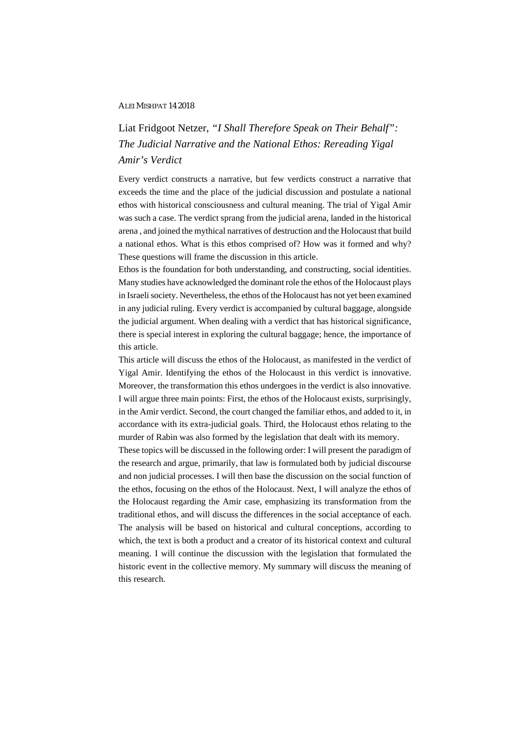Liat Fridgoot Netzer, *"I Shall Therefore Speak on Their Behalf": The Judicial Narrative and the National Ethos: Rereading Yigal Amir's Verdict*

Every verdict constructs a narrative, but few verdicts construct a narrative that exceeds the time and the place of the judicial discussion and postulate a national ethos with historical consciousness and cultural meaning. The trial of Yigal Amir was such a case. The verdict sprang from the judicial arena, landed in the historical arena , and joined the mythical narratives of destruction and the Holocaust that build a national ethos. What is this ethos comprised of? How was it formed and why? These questions will frame the discussion in this article.

Ethos is the foundation for both understanding, and constructing, social identities. Many studies have acknowledged the dominant role the ethos of the Holocaust plays in Israeli society. Nevertheless, the ethos of the Holocaust has not yet been examined in any judicial ruling. Every verdict is accompanied by cultural baggage, alongside the judicial argument. When dealing with a verdict that has historical significance, there is special interest in exploring the cultural baggage; hence, the importance of this article.

This article will discuss the ethos of the Holocaust, as manifested in the verdict of Yigal Amir. Identifying the ethos of the Holocaust in this verdict is innovative. Moreover, the transformation this ethos undergoes in the verdict is also innovative. I will argue three main points: First, the ethos of the Holocaust exists, surprisingly, in the Amir verdict. Second, the court changed the familiar ethos, and added to it, in accordance with its extra-judicial goals. Third, the Holocaust ethos relating to the murder of Rabin was also formed by the legislation that dealt with its memory.

These topics will be discussed in the following order: I will present the paradigm of the research and argue, primarily, that law is formulated both by judicial discourse and non judicial processes. I will then base the discussion on the social function of the ethos, focusing on the ethos of the Holocaust. Next, I will analyze the ethos of the Holocaust regarding the Amir case, emphasizing its transformation from the traditional ethos, and will discuss the differences in the social acceptance of each. The analysis will be based on historical and cultural conceptions, according to which, the text is both a product and a creator of its historical context and cultural meaning. I will continue the discussion with the legislation that formulated the historic event in the collective memory. My summary will discuss the meaning of this research.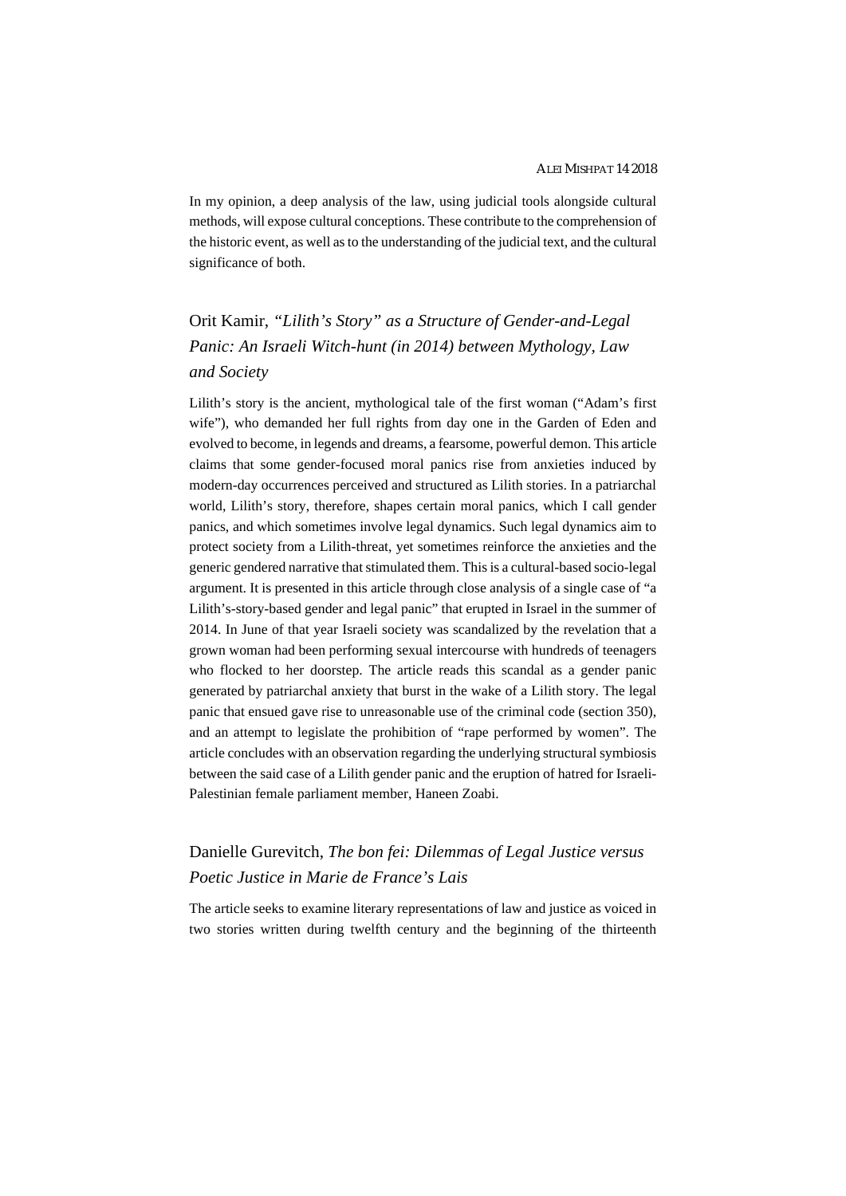In my opinion, a deep analysis of the law, using judicial tools alongside cultural methods, will expose cultural conceptions. These contribute to the comprehension of the historic event, as well as to the understanding of the judicial text, and the cultural significance of both.

## Orit Kamir, *"Lilith's Story" as a Structure of Gender-and-Legal Panic: An Israeli Witch-hunt (in 2014) between Mythology, Law and Society*

Lilith's story is the ancient, mythological tale of the first woman ("Adam's first wife"), who demanded her full rights from day one in the Garden of Eden and evolved to become, in legends and dreams, a fearsome, powerful demon. This article claims that some gender-focused moral panics rise from anxieties induced by modern-day occurrences perceived and structured as Lilith stories. In a patriarchal world, Lilith's story, therefore, shapes certain moral panics, which I call gender panics, and which sometimes involve legal dynamics. Such legal dynamics aim to protect society from a Lilith-threat, yet sometimes reinforce the anxieties and the generic gendered narrative that stimulated them. This is a cultural-based socio-legal argument. It is presented in this article through close analysis of a single case of "a Lilith's-story-based gender and legal panic" that erupted in Israel in the summer of 2014. In June of that year Israeli society was scandalized by the revelation that a grown woman had been performing sexual intercourse with hundreds of teenagers who flocked to her doorstep. The article reads this scandal as a gender panic generated by patriarchal anxiety that burst in the wake of a Lilith story. The legal panic that ensued gave rise to unreasonable use of the criminal code (section 350), and an attempt to legislate the prohibition of "rape performed by women". The article concludes with an observation regarding the underlying structural symbiosis between the said case of a Lilith gender panic and the eruption of hatred for Israeli-Palestinian female parliament member, Haneen Zoabi.

## Danielle Gurevitch, *The bon fei: Dilemmas of Legal Justice versus Poetic Justice in Marie de France's Lais*

The article seeks to examine literary representations of law and justice as voiced in two stories written during twelfth century and the beginning of the thirteenth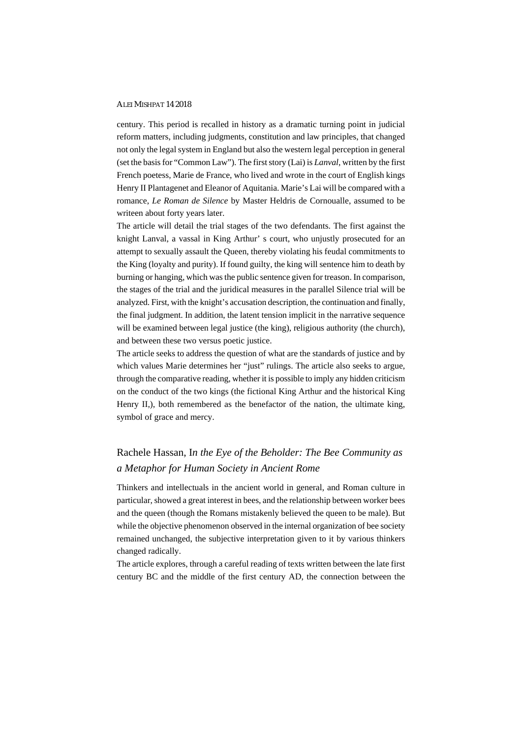century. This period is recalled in history as a dramatic turning point in judicial reform matters, including judgments, constitution and law principles, that changed not only the legal system in England but also the western legal perception in general (set the basis for "Common Law"). The first story (Lai) is *Lanval*, written by the first French poetess, Marie de France, who lived and wrote in the court of English kings Henry II Plantagenet and Eleanor of Aquitania. Marie's Lai will be compared with a romance, *Le Roman de Silence* by Master Heldris de Cornoualle, assumed to be writeen about forty years later.

The article will detail the trial stages of the two defendants. The first against the knight Lanval, a vassal in King Arthur' s court, who unjustly prosecuted for an attempt to sexually assault the Queen, thereby violating his feudal commitments to the King (loyalty and purity). If found guilty, the king will sentence him to death by burning or hanging, which was the public sentence given for treason. In comparison, the stages of the trial and the juridical measures in the parallel Silence trial will be analyzed. First, with the knight's accusation description, the continuation and finally, the final judgment. In addition, the latent tension implicit in the narrative sequence will be examined between legal justice (the king), religious authority (the church), and between these two versus poetic justice.

The article seeks to address the question of what are the standards of justice and by which values Marie determines her "just" rulings. The article also seeks to argue, through the comparative reading, whether it is possible to imply any hidden criticism on the conduct of the two kings (the fictional King Arthur and the historical King Henry II,), both remembered as the benefactor of the nation, the ultimate king, symbol of grace and mercy.

## Rachele Hassan, I*n the Eye of the Beholder: The Bee Community as a Metaphor for Human Society in Ancient Rome*

Thinkers and intellectuals in the ancient world in general, and Roman culture in particular, showed a great interest in bees, and the relationship between worker bees and the queen (though the Romans mistakenly believed the queen to be male). But while the objective phenomenon observed in the internal organization of bee society remained unchanged, the subjective interpretation given to it by various thinkers changed radically.

The article explores, through a careful reading of texts written between the late first century BC and the middle of the first century AD, the connection between the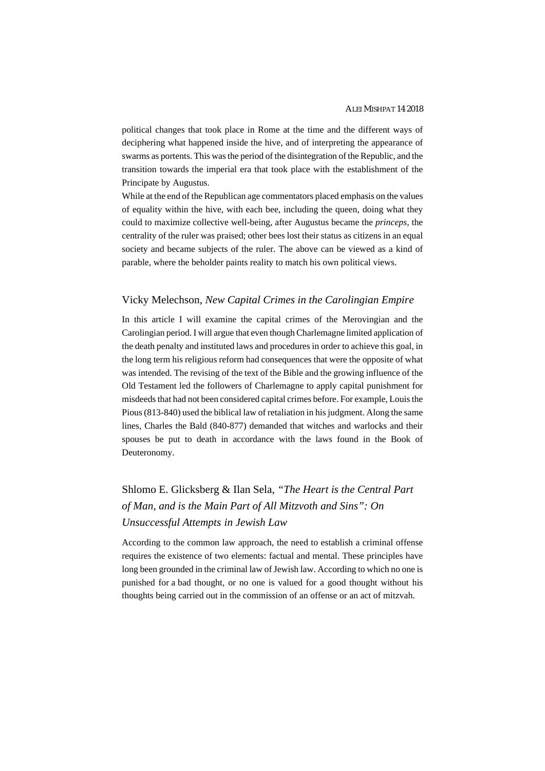political changes that took place in Rome at the time and the different ways of deciphering what happened inside the hive, and of interpreting the appearance of swarms as portents. This was the period of the disintegration of the Republic, and the transition towards the imperial era that took place with the establishment of the Principate by Augustus.

While at the end of the Republican age commentators placed emphasis on the values of equality within the hive, with each bee, including the queen, doing what they could to maximize collective well-being, after Augustus became the *princeps*, the centrality of the ruler was praised; other bees lost their status as citizens in an equal society and became subjects of the ruler. The above can be viewed as a kind of parable, where the beholder paints reality to match his own political views.

## Vicky Melechson, *New Capital Crimes in the Carolingian Empire*

In this article I will examine the capital crimes of the Merovingian and the Carolingian period. I will argue that even though Charlemagne limited application of the death penalty and instituted laws and procedures in order to achieve this goal, in the long term his religious reform had consequences that were the opposite of what was intended. The revising of the text of the Bible and the growing influence of the Old Testament led the followers of Charlemagne to apply capital punishment for misdeeds that had not been considered capital crimes before. For example, Louis the Pious (813-840) used the biblical law of retaliation in his judgment. Along the same lines, Charles the Bald (840-877) demanded that witches and warlocks and their spouses be put to death in accordance with the laws found in the Book of Deuteronomy.

## Shlomo E. Glicksberg & Ilan Sela, *"The Heart is the Central Part of Man, and is the Main Part of All Mitzvoth and Sins": On Unsuccessful Attempts in Jewish Law*

According to the common law approach, the need to establish a criminal offense requires the existence of two elements: factual and mental. These principles have long been grounded in the criminal law of Jewish law. According to which no one is punished for a bad thought, or no one is valued for a good thought without his thoughts being carried out in the commission of an offense or an act of mitzvah.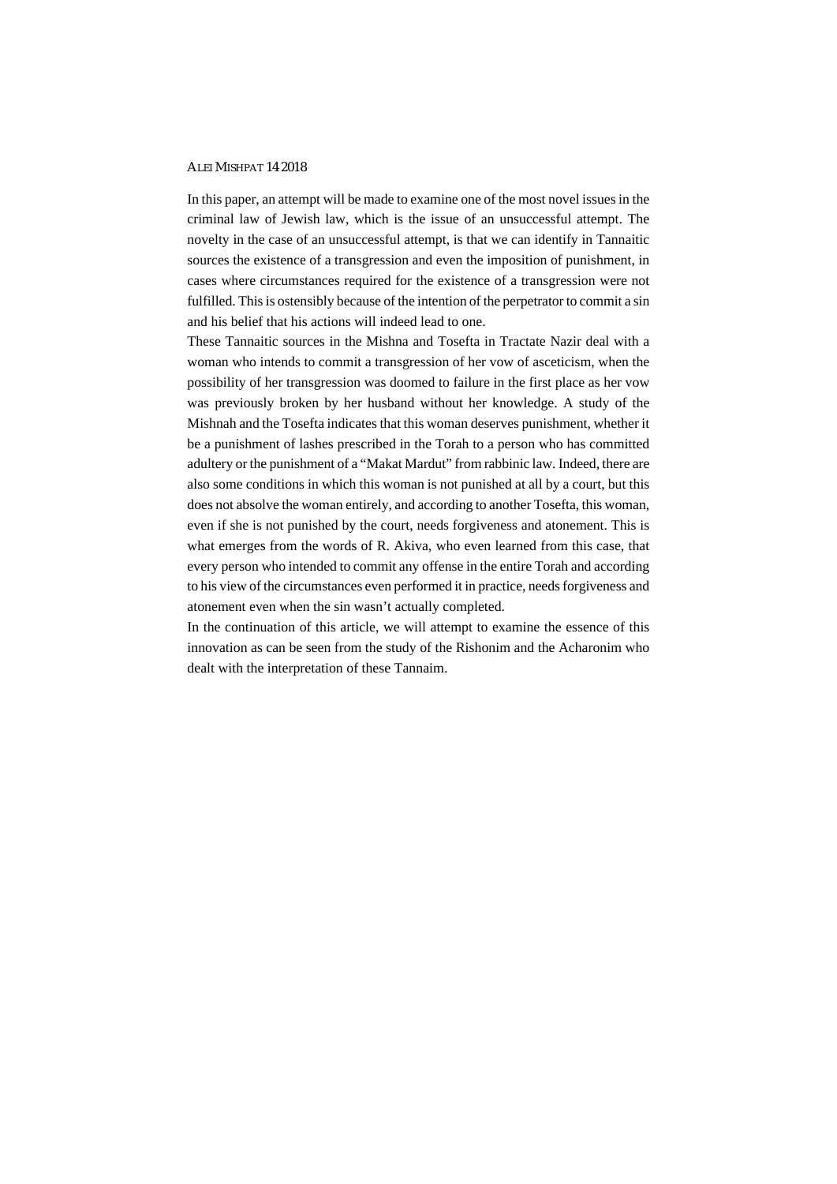In this paper, an attempt will be made to examine one of the most novel issues in the criminal law of Jewish law, which is the issue of an unsuccessful attempt. The novelty in the case of an unsuccessful attempt, is that we can identify in Tannaitic sources the existence of a transgression and even the imposition of punishment, in cases where circumstances required for the existence of a transgression were not fulfilled. This is ostensibly because of the intention of the perpetrator to commit a sin and his belief that his actions will indeed lead to one.

These Tannaitic sources in the Mishna and Tosefta in Tractate Nazir deal with a woman who intends to commit a transgression of her vow of asceticism, when the possibility of her transgression was doomed to failure in the first place as her vow was previously broken by her husband without her knowledge. A study of the Mishnah and the Tosefta indicates that this woman deserves punishment, whether it be a punishment of lashes prescribed in the Torah to a person who has committed adultery or the punishment of a "Makat Mardut" from rabbinic law. Indeed, there are also some conditions in which this woman is not punished at all by a court, but this does not absolve the woman entirely, and according to another Tosefta, this woman, even if she is not punished by the court, needs forgiveness and atonement. This is what emerges from the words of R. Akiva, who even learned from this case, that every person who intended to commit any offense in the entire Torah and according to his view of the circumstances even performed it in practice, needs forgiveness and atonement even when the sin wasn't actually completed.

In the continuation of this article, we will attempt to examine the essence of this innovation as can be seen from the study of the Rishonim and the Acharonim who dealt with the interpretation of these Tannaim.